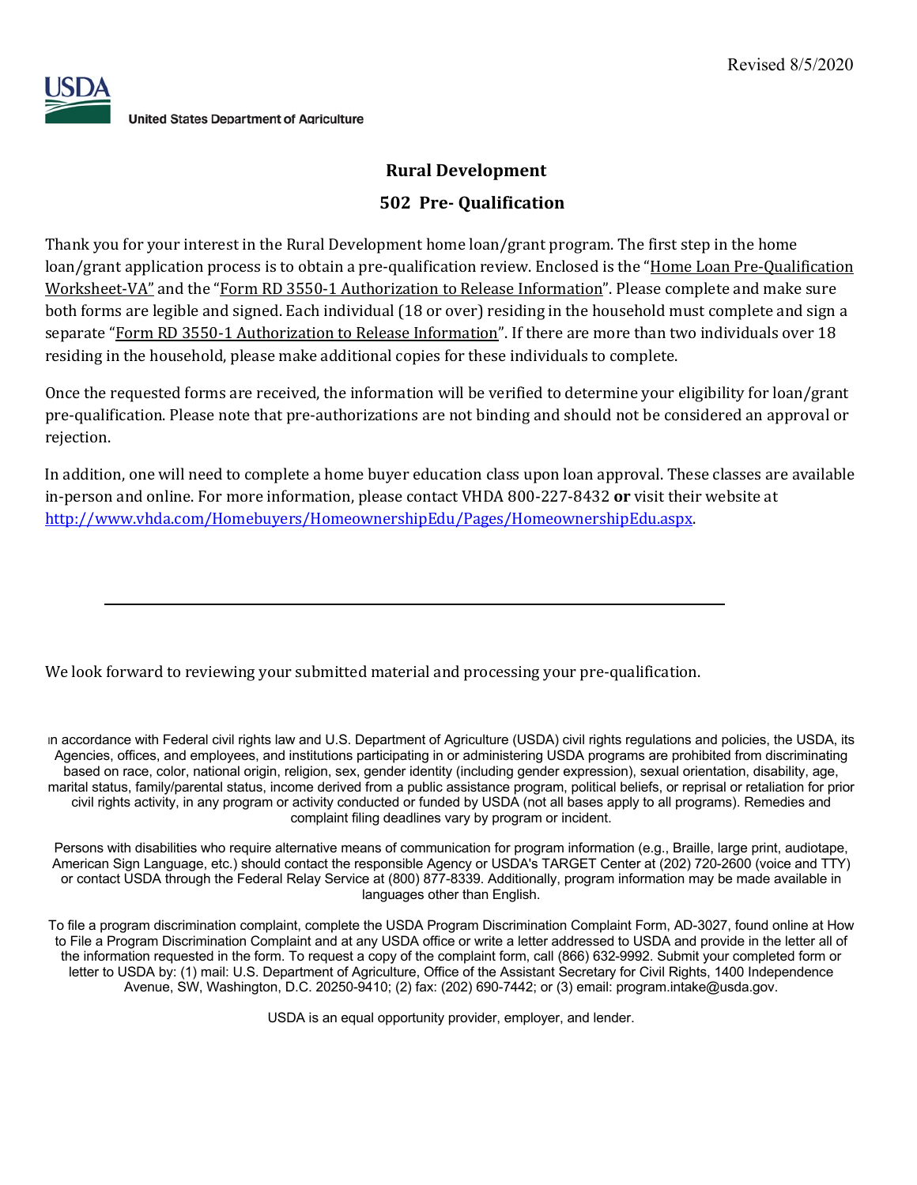Revised 8/5/2020

USDA

United States Department of Agriculture

## Rural Development

## 502 Pre- Qualification

Thank you for your interest in the Rural Development home loan/grant program. The first step in the home loan/grant application process is to obtain a pre-qualification review. Enclosed is the "Home Loan Pre-Qualification Worksheet-VA" and the "Form RD 3550-1 Authorization to Release Information". Please complete and make sure both forms are legible and signed. Each individual (18 or over) residing in the household must complete and sign a separate "Form RD 3550-1 Authorization to Release Information". If there are more than two individuals over 18 residing in the household, please make additional copies for these individuals to complete.

Once the requested forms are received, the information will be verified to determine your eligibility for loan/grant pre-qualification. Please note that pre-authorizations are not binding and should not be considered an approval or rejection.

In addition, one will need to complete a home buyer education class upon loan approval. These classes are available in-person and online. For more information, please contact VHDA 800-227-8432 **or** visit their website at http://www.vhda.com/Homebuyers/HomeownershipEdu/Pages/HomeownershipEdu.aspx.

---

We look forward to reviewing your submitted material and processing your pre-qualification.

In accordance with Federal civil rights law and U.S. Department of Agriculture (USDA) civil rights regulations and policies, the USDA, its Agencies, offices, and employees, and institutions participating in or administering USDA programs are prohibited from discriminating based on race, color, national origin, religion, sex, gender identity (including gender expression), sexual orientation, disability, age, marital status, family/parental status, income derived from a public assistance program, political beliefs, or reprisal or retaliation for prior civil rights activity, in any program or activity conducted or funded by USDA (not all bases apply to all programs). Remedies and complaint filing deadlines vary by program or incident.

Persons with disabilities who require alternative means of communication for program information (e.g., Braille, large print, audiotape, American Sign Language, etc.) should contact the responsible Agency or USDA's TARGET Center at (202) 720-2600 (voice and TTY) or contact USDA through the Federal Relay Service at (800) 877-8339. Additionally, program information may be made available in languages other than English.

To file a program discrimination complaint, complete the USDA Program Discrimination Complaint Form, AD-3027, found online at How to File a Program Discrimination Complaint and at any USDA office or write a letter addressed to USDA and provide in the letter all of the information requested in the form. To request a copy of the complaint form, call (866) 632-9992. Submit your completed form or letter to USDA by: (1) mail: U.S. Department of Agriculture, Office of the Assistant Secretary for Civil Rights, 1400 Independence Avenue, SW, Washington, D.C. 20250-9410; (2) fax: (202) 690-7442; or (3) email: program.intake@usda.gov.

USDA is an equal opportunity provider, employer, and lender.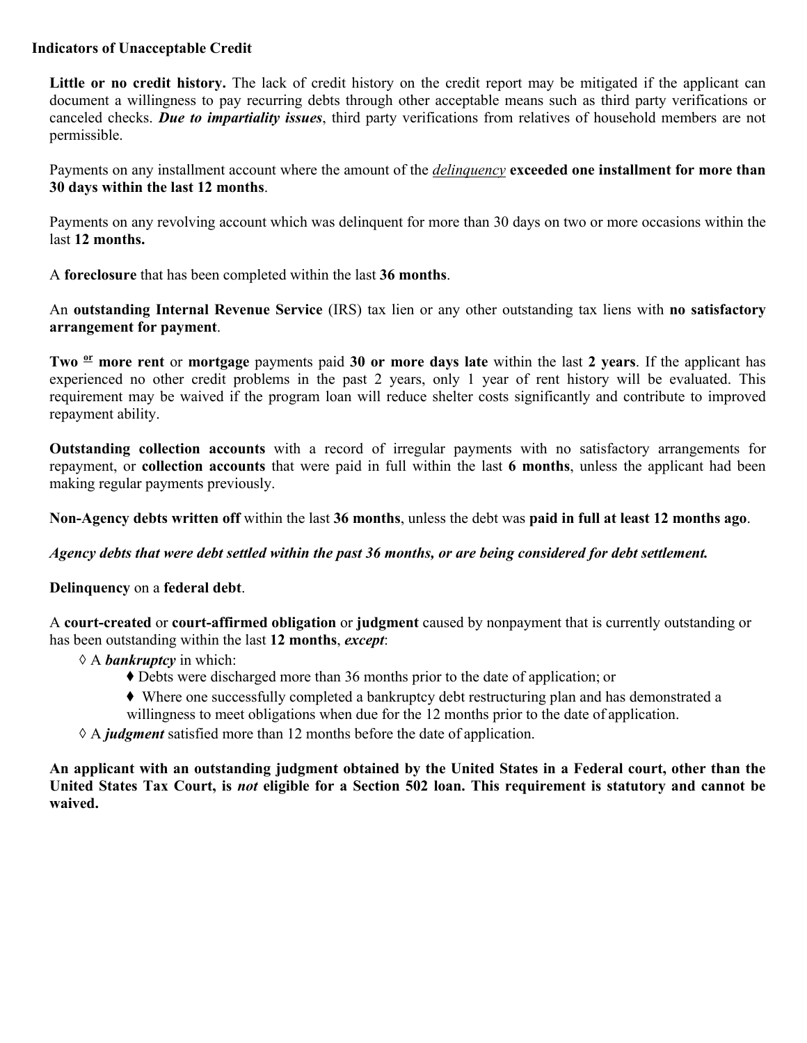### Indicators of Unacceptable Credit

**Little or no credit history.** The lack of credit history on the credit report may be mitigated if the applicant can document a willingness to pay recurring debts through other acceptable means such as third party verifications or canceled checks. ***Due to impartiality issues***, third party verifications from relatives of household members are not permissible.

Payments on any installment account where the amount of the *delinquency* **exceeded one installment for more than 30 days within the last 12 months**.

Payments on any revolving account which was delinquent for more than 30 days on two or more occasions within the last **12 months.**

A **foreclosure** that has been completed within the last **36 months**.

An **outstanding Internal Revenue Service** (IRS) tax lien or any other outstanding tax liens with **no satisfactory arrangement for payment**.

**Two or more rent** or **mortgage** payments paid **30 or more days late** within the last **2 years**. If the applicant has experienced no other credit problems in the past 2 years, only 1 year of rent history will be evaluated. This requirement may be waived if the program loan will reduce shelter costs significantly and contribute to improved repayment ability.

**Outstanding collection accounts** with a record of irregular payments with no satisfactory arrangements for repayment, or **collection accounts** that were paid in full within the last **6 months**, unless the applicant had been making regular payments previously.

**Non-Agency debts written off** within the last **36 months**, unless the debt was **paid in full at least 12 months ago**.

***Agency debts that were debt settled within the past 36 months, or are being considered for debt settlement.***

**Delinquency** on a **federal debt**.

A **court-created** or **court-affirmed obligation** or **judgment** caused by nonpayment that is currently outstanding or has been outstanding within the last **12 months**, ***except***:

- ◊ A ***bankruptcy*** in which:
  - ♦ Debts were discharged more than 36 months prior to the date of application; or
  - ♦ Where one successfully completed a bankruptcy debt restructuring plan and has demonstrated a willingness to meet obligations when due for the 12 months prior to the date of application.
- ◊ A ***judgment*** satisfied more than 12 months before the date of application.

**An applicant with an outstanding judgment obtained by the United States in a Federal court, other than the United States Tax Court, is *not* eligible for a Section 502 loan. This requirement is statutory and cannot be waived.**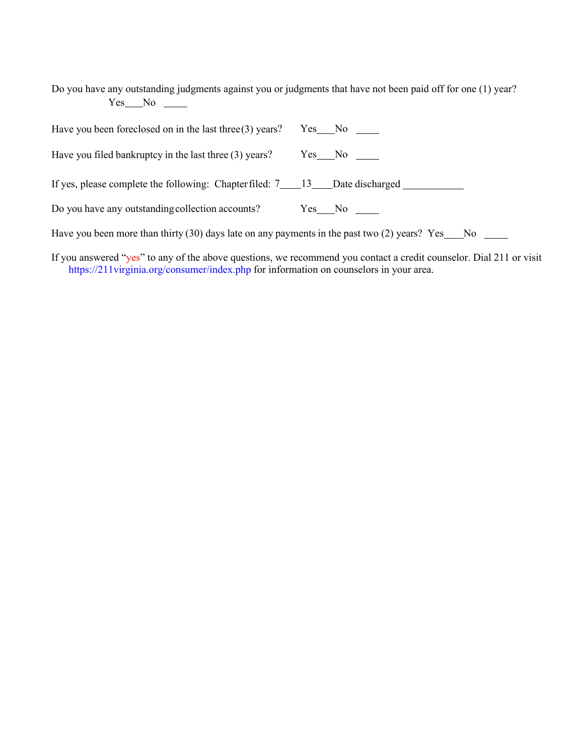Do you have any outstanding judgments against you or judgments that have not been paid off for one (1) year?
Yes____No _____

Have you been foreclosed on in the last three (3) years? Yes____No _____

Have you filed bankruptcy in the last three (3) years? Yes____No _____

If yes, please complete the following: Chapter filed: 7____13____Date discharged ____________

Do you have any outstanding collection accounts? Yes____No _____

Have you been more than thirty (30) days late on any payments in the past two (2) years? Yes____No _____

If you answered "yes" to any of the above questions, we recommend you contact a credit counselor. Dial 211 or visit https://211virginia.org/consumer/index.php for information on counselors in your area.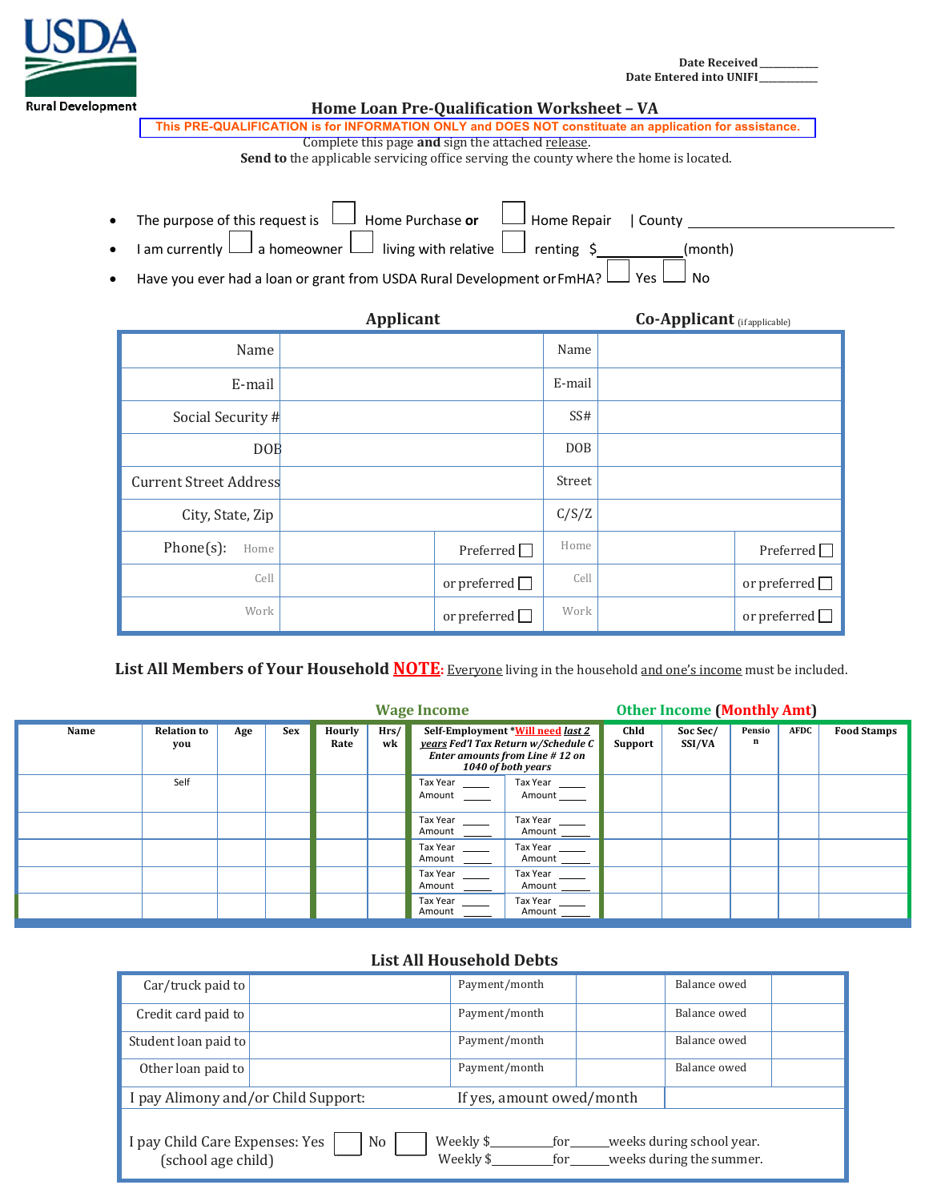USDA Rural Development

Date Received ___________
Date Entered into UNIFI___________

# Home Loan Pre-Qualification Worksheet – VA

**This PRE-QUALIFICATION is for INFORMATION ONLY and DOES NOT constitute an application for assistance.**

Complete this page **and** sign the attached release.
**Send to** the applicable servicing office serving the county where the home is located.

- The purpose of this request is ☐ Home Purchase **or** ☐ Home Repair | County ____________________
- I am currently ☐ a homeowner ☐ living with relative ☐ renting $__________(month)
- Have you ever had a loan or grant from USDA Rural Development or FmHA? ☐ Yes ☐ No

| Applicant | | | Co-Applicant (if applicable) | | |
|---|---|---|---|---|---|
| Name | | | Name | | |
| E-mail | | | E-mail | | |
| Social Security # | | | SS# | | |
| DOB | | | DOB | | |
| Current Street Address | | | Street | | |
| City, State, Zip | | | C/S/Z | | |
| Phone(s): Home | | Preferred ☐ | Home | | Preferred ☐ |
| Cell | | or preferred ☐ | Cell | | or preferred ☐ |
| Work | | or preferred ☐ | Work | | or preferred ☐ |

## List All Members of Your Household NOTE: Everyone living in the household and one's income must be included.

| Name | Relation to you | Age | Sex | Wage Income: Hourly Rate | Hrs/wk | Self-Employment *Will need *last 2 years* Fed'l Tax Return w/Schedule C Enter amounts from Line # 12 on 1040 of both years* | | Other Income (Monthly Amt): Chld Support | Soc Sec/ SSI/VA | Pension | AFDC | Food Stamps |
|---|---|---|---|---|---|---|---|---|---|---|---|---|
| | Self | | | | | Tax Year ____ Amount ____ | Tax Year ____ Amount ____ | | | | | |
| | | | | | | Tax Year ____ Amount ____ | Tax Year ____ Amount ____ | | | | | |
| | | | | | | Tax Year ____ Amount ____ | Tax Year ____ Amount ____ | | | | | |
| | | | | | | Tax Year ____ Amount ____ | Tax Year ____ Amount ____ | | | | | |
| | | | | | | Tax Year ____ Amount ____ | Tax Year ____ Amount ____ | | | | | |

## List All Household Debts

| | | | | | |
|---|---|---|---|---|---|
| Car/truck paid to | | Payment/month | | Balance owed | |
| Credit card paid to | | Payment/month | | Balance owed | |
| Student loan paid to | | Payment/month | | Balance owed | |
| Other loan paid to | | Payment/month | | Balance owed | |
| I pay Alimony and/or Child Support: | | If yes, amount owed/month | | | |

I pay Child Care Expenses: Yes ☐ No ☐ Weekly $_________for_____weeks during school year.
(school age child) Weekly $_________for_____weeks during the summer.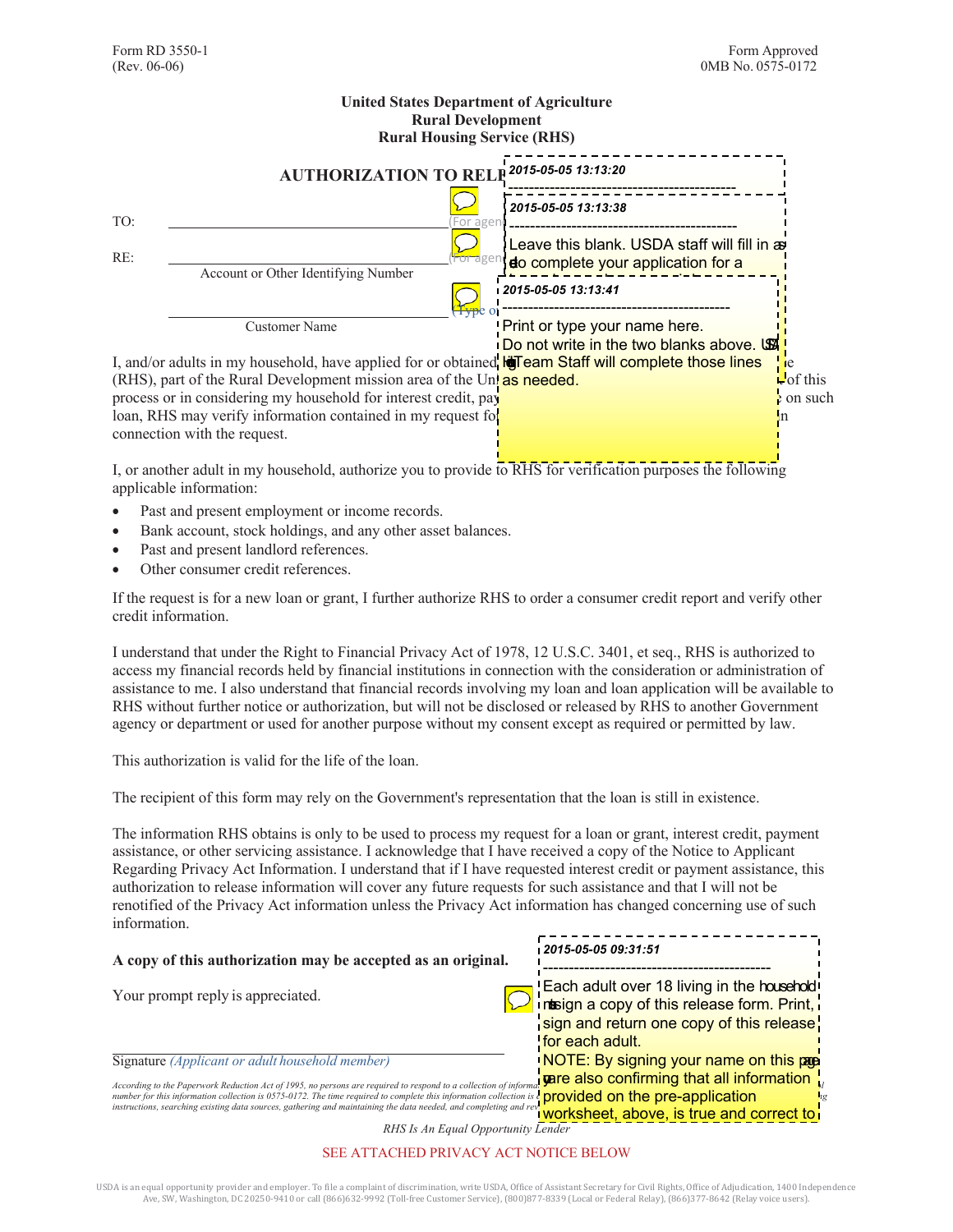Form RD 3550-1 (Rev. 06-06)

Form Approved 0MB No. 0575-0172

**United States Department of Agriculture**
**Rural Development**
**Rural Housing Service (RHS)**

## AUTHORIZATION TO REL

> 2015-05-05 13:13:20
> --------------------------------------------

> 2015-05-05 13:13:38
> --------------------------------------------
> Leave this blank. USDA staff will fill in as
> to complete your application for a

> 2015-05-05 13:13:41
> --------------------------------------------
> Print or type your name here.
> Do not write in the two blanks above. USD
> Team Staff will complete those lines
> as needed.

TO: ______________________ (For agen

RE: ______________________ (For agen
Account or Other Identifying Number

______________________ (Type o
Customer Name

I, and/or adults in my household, have applied for or obtained ... e (RHS), part of the Rural Development mission area of the Un... of this process or in considering my household for interest credit, pay... on such loan, RHS may verify information contained in my request fo... n connection with the request.

I, or another adult in my household, authorize you to provide to RHS for verification purposes the following applicable information:

- Past and present employment or income records.
- Bank account, stock holdings, and any other asset balances.
- Past and present landlord references.
- Other consumer credit references.

If the request is for a new loan or grant, I further authorize RHS to order a consumer credit report and verify other credit information.

I understand that under the Right to Financial Privacy Act of 1978, 12 U.S.C. 3401, et seq., RHS is authorized to access my financial records held by financial institutions in connection with the consideration or administration of assistance to me. I also understand that financial records involving my loan and loan application will be available to RHS without further notice or authorization, but will not be disclosed or released by RHS to another Government agency or department or used for another purpose without my consent except as required or permitted by law.

This authorization is valid for the life of the loan.

The recipient of this form may rely on the Government's representation that the loan is still in existence.

The information RHS obtains is only to be used to process my request for a loan or grant, interest credit, payment assistance, or other servicing assistance. I acknowledge that I have received a copy of the Notice to Applicant Regarding Privacy Act Information. I understand that if I have requested interest credit or payment assistance, this authorization to release information will cover any future requests for such assistance and that I will not be renotified of the Privacy Act information unless the Privacy Act information has changed concerning use of such information.

**A copy of this authorization may be accepted as an original.**

Your prompt reply is appreciated.

> 2015-05-05 09:31:51
> --------------------------------------------
> Each adult over 18 living in the household must sign a copy of this release form. Print, sign and return one copy of this release for each adult.
> NOTE: By signing your name on this page you are also confirming that all information provided on the pre-application worksheet, above, is true and correct to

______________________________________
Signature *(Applicant or adult household member)*

*According to the Paperwork Reduction Act of 1995, no persons are required to respond to a collection of informa... number for this information collection is 0575-0172. The time required to complete this information collection is ... instructions, searching existing data sources, gathering and maintaining the data needed, and completing and rev...*

*RHS Is An Equal Opportunity Lender*

SEE ATTACHED PRIVACY ACT NOTICE BELOW

USDA is an equal opportunity provider and employer. To file a complaint of discrimination, write USDA, Office of Assistant Secretary for Civil Rights, Office of Adjudication, 1400 Independence Ave, SW, Washington, DC 20250-9410 or call (866)632-9992 (Toll-free Customer Service), (800)877-8339 (Local or Federal Relay), (866)377-8642 (Relay voice users).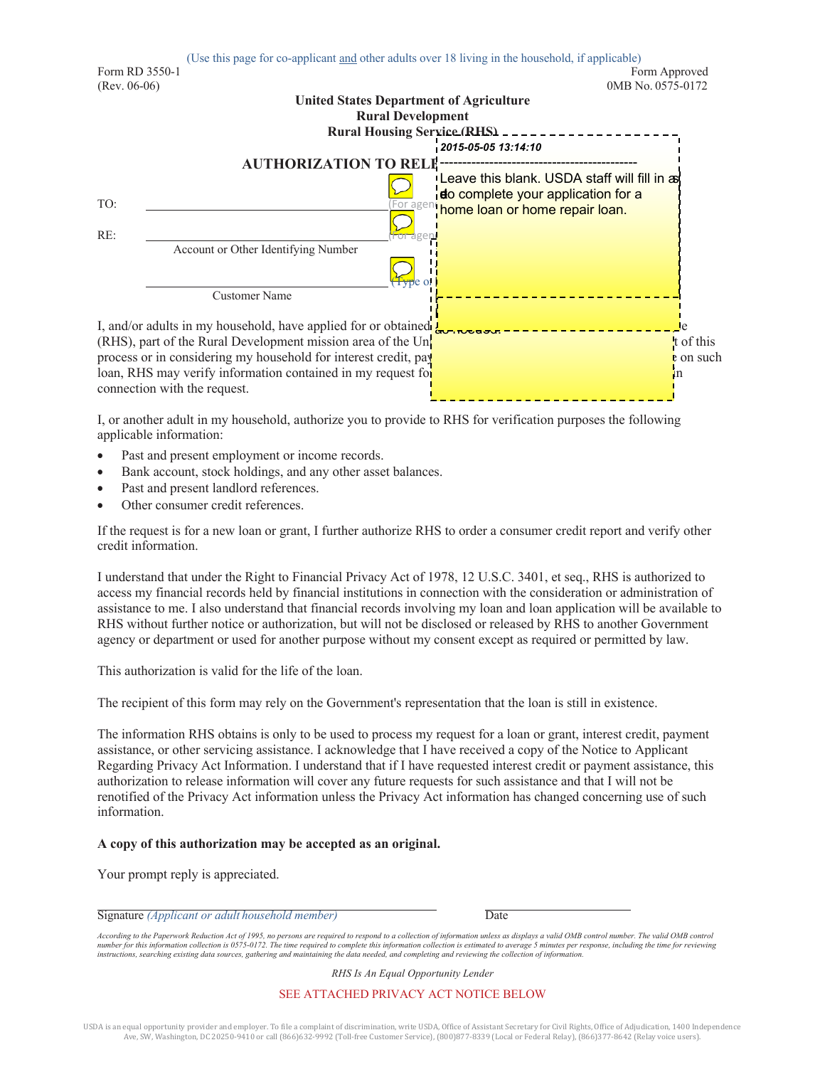(Use this page for co-applicant and other adults over 18 living in the household, if applicable)

Form RD 3550-1
(Rev. 06-06)

Form Approved
0MB No. 0575-0172

**United States Department of Agriculture**
**Rural Development**
**Rural Housing Service (RHS)**

2015-05-05 13:14:10

Leave this blank. USDA staff will fill in as do complete your application for a home loan or home repair loan.

## AUTHORIZATION TO RELE

TO: ______________________ (For agen

RE: ______________________ (For agen
Account or Other Identifying Number

______________________ (Type o
Customer Name

I, and/or adults in my household, have applied for or obtained ... e (RHS), part of the Rural Development mission area of the Un ... t of this process or in considering my household for interest credit, pay ... e on such loan, RHS may verify information contained in my request fo ... in connection with the request.

I, or another adult in my household, authorize you to provide to RHS for verification purposes the following applicable information:

- Past and present employment or income records.
- Bank account, stock holdings, and any other asset balances.
- Past and present landlord references.
- Other consumer credit references.

If the request is for a new loan or grant, I further authorize RHS to order a consumer credit report and verify other credit information.

I understand that under the Right to Financial Privacy Act of 1978, 12 U.S.C. 3401, et seq., RHS is authorized to access my financial records held by financial institutions in connection with the consideration or administration of assistance to me. I also understand that financial records involving my loan and loan application will be available to RHS without further notice or authorization, but will not be disclosed or released by RHS to another Government agency or department or used for another purpose without my consent except as required or permitted by law.

This authorization is valid for the life of the loan.

The recipient of this form may rely on the Government's representation that the loan is still in existence.

The information RHS obtains is only to be used to process my request for a loan or grant, interest credit, payment assistance, or other servicing assistance. I acknowledge that I have received a copy of the Notice to Applicant Regarding Privacy Act Information. I understand that if I have requested interest credit or payment assistance, this authorization to release information will cover any future requests for such assistance and that I will not be renotified of the Privacy Act information unless the Privacy Act information has changed concerning use of such information.

**A copy of this authorization may be accepted as an original.**

Your prompt reply is appreciated.

Signature *(Applicant or adult household member)* ______________________ Date ______________

*According to the Paperwork Reduction Act of 1995, no persons are required to respond to a collection of information unless as displays a valid OMB control number. The valid OMB control number for this information collection is 0575-0172. The time required to complete this information collection is estimated to average 5 minutes per response, including the time for reviewing instructions, searching existing data sources, gathering and maintaining the data needed, and completing and reviewing the collection of information.*

*RHS Is An Equal Opportunity Lender*

SEE ATTACHED PRIVACY ACT NOTICE BELOW

USDA is an equal opportunity provider and employer. To file a complaint of discrimination, write USDA, Office of Assistant Secretary for Civil Rights, Office of Adjudication, 1400 Independence Ave, SW, Washington, DC 20250-9410 or call (866)632-9992 (Toll-free Customer Service), (800)877-8339 (Local or Federal Relay), (866)377-8642 (Relay voice users).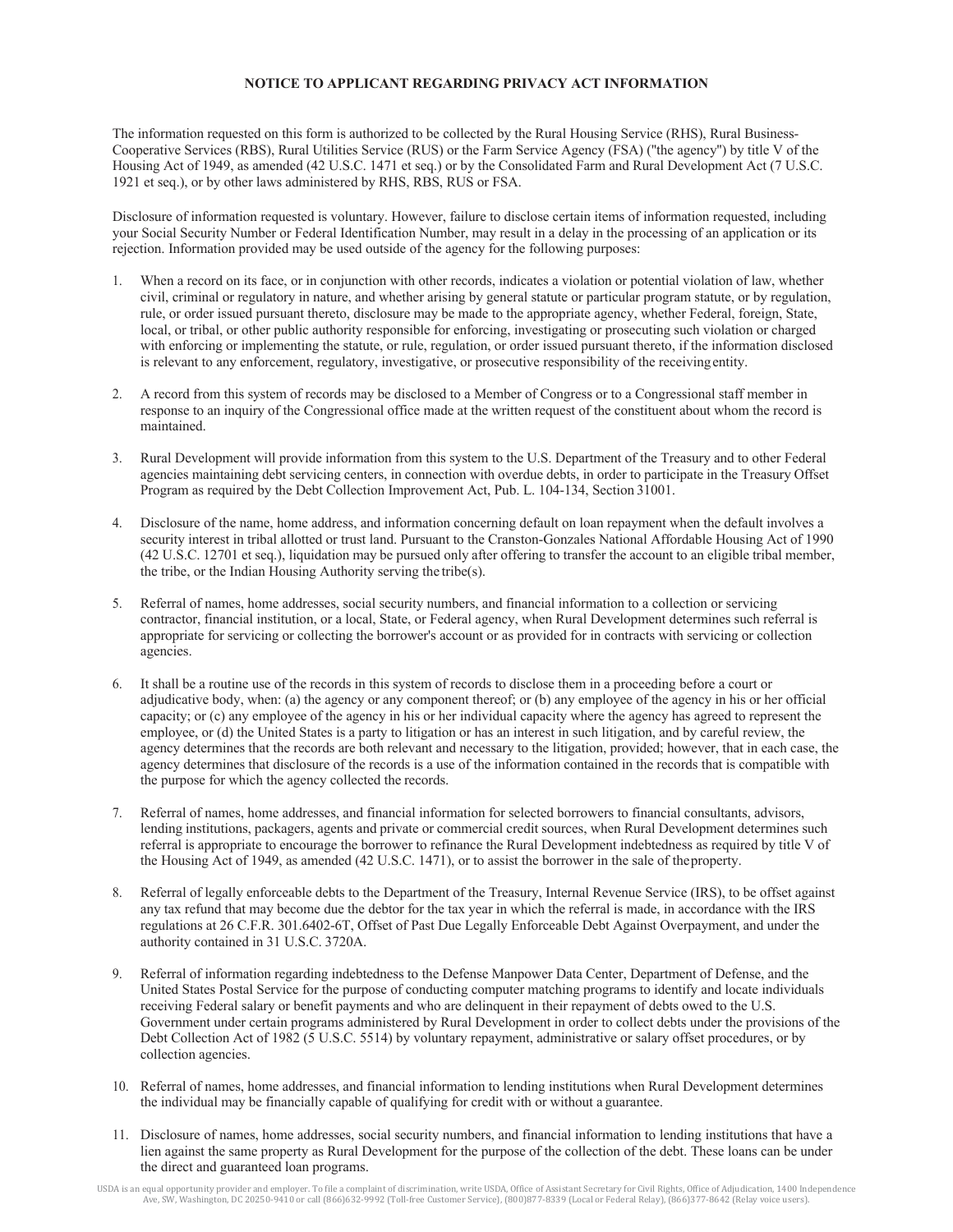## NOTICE TO APPLICANT REGARDING PRIVACY ACT INFORMATION

The information requested on this form is authorized to be collected by the Rural Housing Service (RHS), Rural Business-Cooperative Services (RBS), Rural Utilities Service (RUS) or the Farm Service Agency (FSA) ("the agency") by title V of the Housing Act of 1949, as amended (42 U.S.C. 1471 et seq.) or by the Consolidated Farm and Rural Development Act (7 U.S.C. 1921 et seq.), or by other laws administered by RHS, RBS, RUS or FSA.

Disclosure of information requested is voluntary. However, failure to disclose certain items of information requested, including your Social Security Number or Federal Identification Number, may result in a delay in the processing of an application or its rejection. Information provided may be used outside of the agency for the following purposes:

1. When a record on its face, or in conjunction with other records, indicates a violation or potential violation of law, whether civil, criminal or regulatory in nature, and whether arising by general statute or particular program statute, or by regulation, rule, or order issued pursuant thereto, disclosure may be made to the appropriate agency, whether Federal, foreign, State, local, or tribal, or other public authority responsible for enforcing, investigating or prosecuting such violation or charged with enforcing or implementing the statute, or rule, regulation, or order issued pursuant thereto, if the information disclosed is relevant to any enforcement, regulatory, investigative, or prosecutive responsibility of the receiving entity.

2. A record from this system of records may be disclosed to a Member of Congress or to a Congressional staff member in response to an inquiry of the Congressional office made at the written request of the constituent about whom the record is maintained.

3. Rural Development will provide information from this system to the U.S. Department of the Treasury and to other Federal agencies maintaining debt servicing centers, in connection with overdue debts, in order to participate in the Treasury Offset Program as required by the Debt Collection Improvement Act, Pub. L. 104-134, Section 31001.

4. Disclosure of the name, home address, and information concerning default on loan repayment when the default involves a security interest in tribal allotted or trust land. Pursuant to the Cranston-Gonzales National Affordable Housing Act of 1990 (42 U.S.C. 12701 et seq.), liquidation may be pursued only after offering to transfer the account to an eligible tribal member, the tribe, or the Indian Housing Authority serving the tribe(s).

5. Referral of names, home addresses, social security numbers, and financial information to a collection or servicing contractor, financial institution, or a local, State, or Federal agency, when Rural Development determines such referral is appropriate for servicing or collecting the borrower's account or as provided for in contracts with servicing or collection agencies.

6. It shall be a routine use of the records in this system of records to disclose them in a proceeding before a court or adjudicative body, when: (a) the agency or any component thereof; or (b) any employee of the agency in his or her official capacity; or (c) any employee of the agency in his or her individual capacity where the agency has agreed to represent the employee, or (d) the United States is a party to litigation or has an interest in such litigation, and by careful review, the agency determines that the records are both relevant and necessary to the litigation, provided; however, that in each case, the agency determines that disclosure of the records is a use of the information contained in the records that is compatible with the purpose for which the agency collected the records.

7. Referral of names, home addresses, and financial information for selected borrowers to financial consultants, advisors, lending institutions, packagers, agents and private or commercial credit sources, when Rural Development determines such referral is appropriate to encourage the borrower to refinance the Rural Development indebtedness as required by title V of the Housing Act of 1949, as amended (42 U.S.C. 1471), or to assist the borrower in the sale of the property.

8. Referral of legally enforceable debts to the Department of the Treasury, Internal Revenue Service (IRS), to be offset against any tax refund that may become due the debtor for the tax year in which the referral is made, in accordance with the IRS regulations at 26 C.F.R. 301.6402-6T, Offset of Past Due Legally Enforceable Debt Against Overpayment, and under the authority contained in 31 U.S.C. 3720A.

9. Referral of information regarding indebtedness to the Defense Manpower Data Center, Department of Defense, and the United States Postal Service for the purpose of conducting computer matching programs to identify and locate individuals receiving Federal salary or benefit payments and who are delinquent in their repayment of debts owed to the U.S. Government under certain programs administered by Rural Development in order to collect debts under the provisions of the Debt Collection Act of 1982 (5 U.S.C. 5514) by voluntary repayment, administrative or salary offset procedures, or by collection agencies.

10. Referral of names, home addresses, and financial information to lending institutions when Rural Development determines the individual may be financially capable of qualifying for credit with or without a guarantee.

11. Disclosure of names, home addresses, social security numbers, and financial information to lending institutions that have a lien against the same property as Rural Development for the purpose of the collection of the debt. These loans can be under the direct and guaranteed loan programs.

USDA is an equal opportunity provider and employer. To file a complaint of discrimination, write USDA, Office of Assistant Secretary for Civil Rights, Office of Adjudication, 1400 Independence Ave, SW, Washington, DC 20250-9410 or call (866)632-9992 (Toll-free Customer Service), (800)877-8339 (Local or Federal Relay), (866)377-8642 (Relay voice users).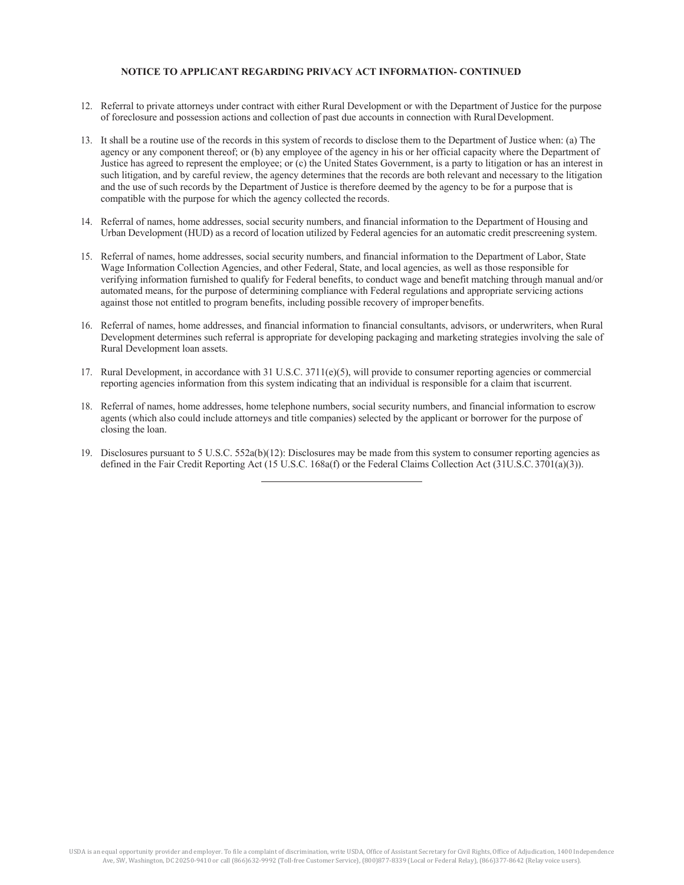**NOTICE TO APPLICANT REGARDING PRIVACY ACT INFORMATION- CONTINUED**

12. Referral to private attorneys under contract with either Rural Development or with the Department of Justice for the purpose of foreclosure and possession actions and collection of past due accounts in connection with Rural Development.

13. It shall be a routine use of the records in this system of records to disclose them to the Department of Justice when: (a) The agency or any component thereof; or (b) any employee of the agency in his or her official capacity where the Department of Justice has agreed to represent the employee; or (c) the United States Government, is a party to litigation or has an interest in such litigation, and by careful review, the agency determines that the records are both relevant and necessary to the litigation and the use of such records by the Department of Justice is therefore deemed by the agency to be for a purpose that is compatible with the purpose for which the agency collected the records.

14. Referral of names, home addresses, social security numbers, and financial information to the Department of Housing and Urban Development (HUD) as a record of location utilized by Federal agencies for an automatic credit prescreening system.

15. Referral of names, home addresses, social security numbers, and financial information to the Department of Labor, State Wage Information Collection Agencies, and other Federal, State, and local agencies, as well as those responsible for verifying information furnished to qualify for Federal benefits, to conduct wage and benefit matching through manual and/or automated means, for the purpose of determining compliance with Federal regulations and appropriate servicing actions against those not entitled to program benefits, including possible recovery of improper benefits.

16. Referral of names, home addresses, and financial information to financial consultants, advisors, or underwriters, when Rural Development determines such referral is appropriate for developing packaging and marketing strategies involving the sale of Rural Development loan assets.

17. Rural Development, in accordance with 31 U.S.C. 3711(e)(5), will provide to consumer reporting agencies or commercial reporting agencies information from this system indicating that an individual is responsible for a claim that is current.

18. Referral of names, home addresses, home telephone numbers, social security numbers, and financial information to escrow agents (which also could include attorneys and title companies) selected by the applicant or borrower for the purpose of closing the loan.

19. Disclosures pursuant to 5 U.S.C. 552a(b)(12): Disclosures may be made from this system to consumer reporting agencies as defined in the Fair Credit Reporting Act (15 U.S.C. 168a(f) or the Federal Claims Collection Act (31U.S.C. 3701(a)(3)).

---

USDA is an equal opportunity provider and employer. To file a complaint of discrimination, write USDA, Office of Assistant Secretary for Civil Rights, Office of Adjudication, 1400 Independence Ave, SW, Washington, DC 20250-9410 or call (866)632-9992 (Toll-free Customer Service), (800)877-8339 (Local or Federal Relay), (866)377-8642 (Relay voice users).